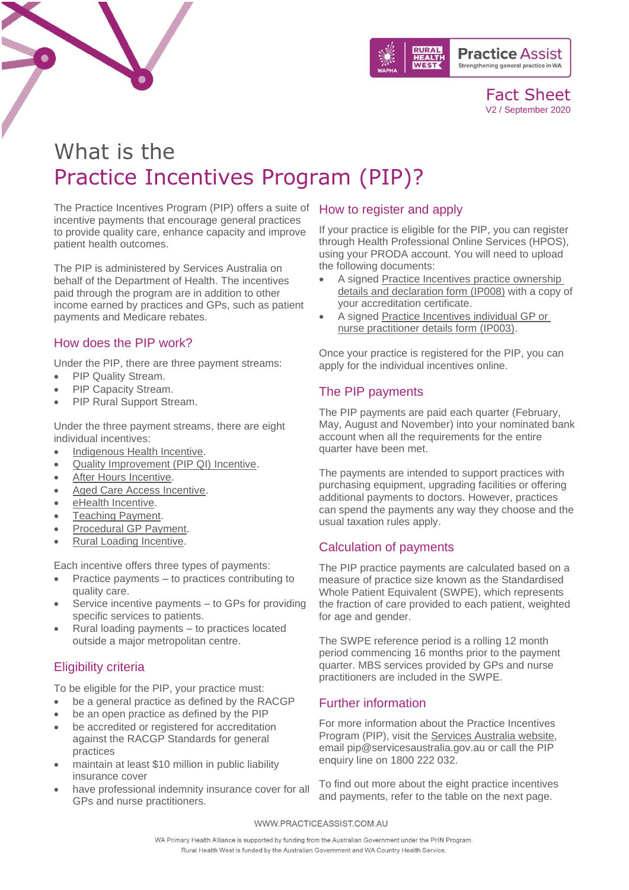Fact Sheet
V2 / September 2020

# What is the Practice Incentives Program (PIP)?

The Practice Incentives Program (PIP) offers a suite of incentive payments that encourage general practices to provide quality care, enhance capacity and improve patient health outcomes.

The PIP is administered by Services Australia on behalf of the Department of Health. The incentives paid through the program are in addition to other income earned by practices and GPs, such as patient payments and Medicare rebates.

## How does the PIP work?

Under the PIP, there are three payment streams:

- PIP Quality Stream.
- PIP Capacity Stream.
- PIP Rural Support Stream.

Under the three payment streams, there are eight individual incentives:

- Indigenous Health Incentive.
- Quality Improvement (PIP QI) Incentive.
- After Hours Incentive.
- Aged Care Access Incentive.
- eHealth Incentive.
- Teaching Payment.
- Procedural GP Payment.
- Rural Loading Incentive.

Each incentive offers three types of payments:

- Practice payments – to practices contributing to quality care.
- Service incentive payments – to GPs for providing specific services to patients.
- Rural loading payments – to practices located outside a major metropolitan centre.

## Eligibility criteria

To be eligible for the PIP, your practice must:

- be a general practice as defined by the RACGP
- be an open practice as defined by the PIP
- be accredited or registered for accreditation against the RACGP Standards for general practices
- maintain at least $10 million in public liability insurance cover
- have professional indemnity insurance cover for all GPs and nurse practitioners.

## How to register and apply

If your practice is eligible for the PIP, you can register through Health Professional Online Services (HPOS), using your PRODA account. You will need to upload the following documents:

- A signed Practice Incentives practice ownership details and declaration form (IP008) with a copy of your accreditation certificate.
- A signed Practice Incentives individual GP or nurse practitioner details form (IP003).

Once your practice is registered for the PIP, you can apply for the individual incentives online.

## The PIP payments

The PIP payments are paid each quarter (February, May, August and November) into your nominated bank account when all the requirements for the entire quarter have been met.

The payments are intended to support practices with purchasing equipment, upgrading facilities or offering additional payments to doctors. However, practices can spend the payments any way they choose and the usual taxation rules apply.

## Calculation of payments

The PIP practice payments are calculated based on a measure of practice size known as the Standardised Whole Patient Equivalent (SWPE), which represents the fraction of care provided to each patient, weighted for age and gender.

The SWPE reference period is a rolling 12 month period commencing 16 months prior to the payment quarter. MBS services provided by GPs and nurse practitioners are included in the SWPE.

## Further information

For more information about the Practice Incentives Program (PIP), visit the Services Australia website, email pip@servicesaustralia.gov.au or call the PIP enquiry line on 1800 222 032.

To find out more about the eight practice incentives and payments, refer to the table on the next page.

WWW.PRACTICEASSIST.COM.AU

WA Primary Health Alliance is supported by funding from the Australian Government under the PHN Program.
Rural Health West is funded by the Australian Government and WA Country Health Service.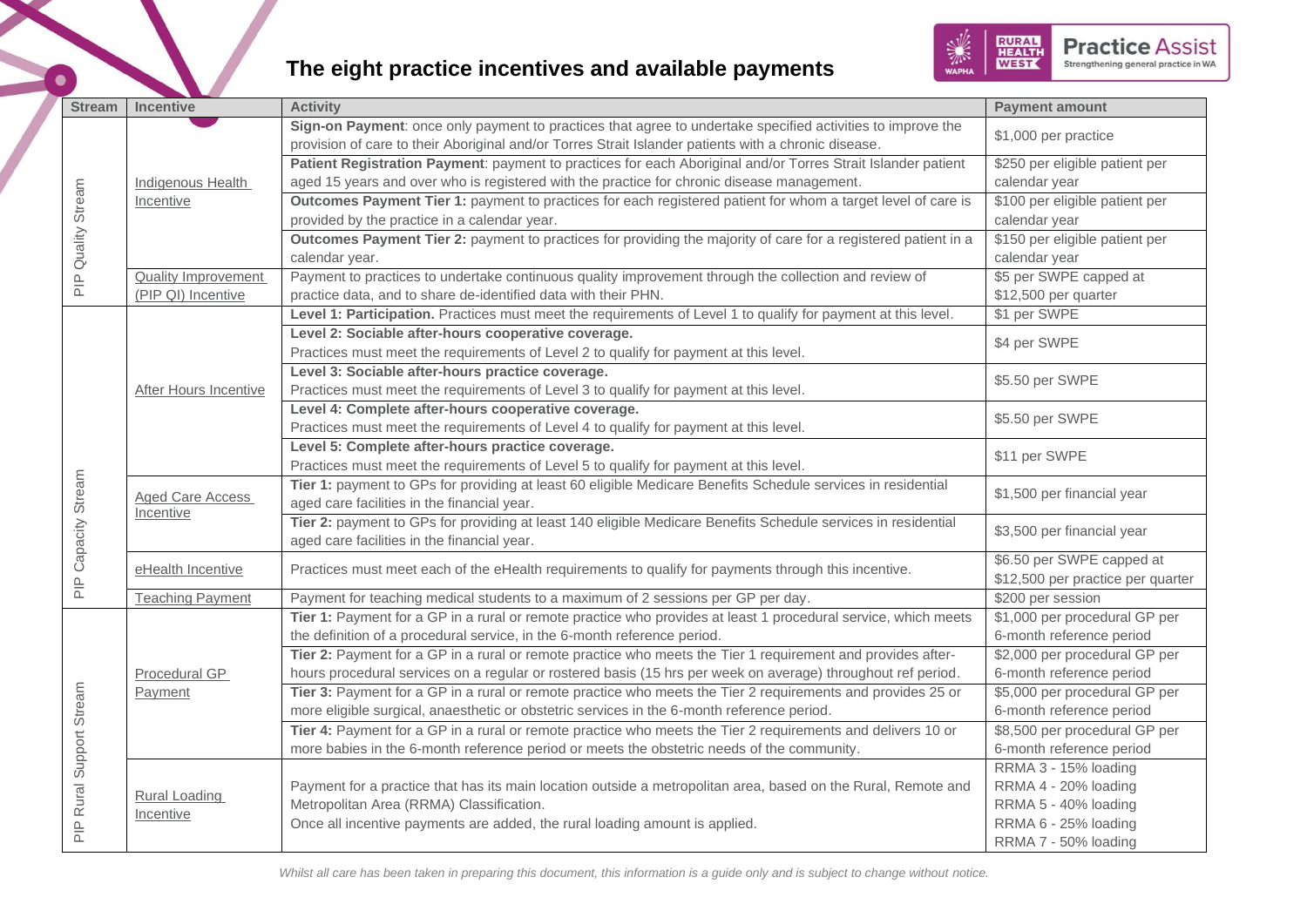# The eight practice incentives and available payments

| Stream | Incentive | Activity | Payment amount |
|---|---|---|---|
| PIP Quality Stream | Indigenous Health Incentive | **Sign-on Payment**: once only payment to practices that agree to undertake specified activities to improve the provision of care to their Aboriginal and/or Torres Strait Islander patients with a chronic disease. | $1,000 per practice |
| | | **Patient Registration Payment**: payment to practices for each Aboriginal and/or Torres Strait Islander patient aged 15 years and over who is registered with the practice for chronic disease management. | $250 per eligible patient per calendar year |
| | | **Outcomes Payment Tier 1:** payment to practices for each registered patient for whom a target level of care is provided by the practice in a calendar year. | $100 per eligible patient per calendar year |
| | | **Outcomes Payment Tier 2:** payment to practices for providing the majority of care for a registered patient in a calendar year. | $150 per eligible patient per calendar year |
| | Quality Improvement (PIP QI) Incentive | Payment to practices to undertake continuous quality improvement through the collection and review of practice data, and to share de-identified data with their PHN. | $5 per SWPE capped at $12,500 per quarter |
| PIP Capacity Stream | After Hours Incentive | **Level 1: Participation.** Practices must meet the requirements of Level 1 to qualify for payment at this level. | $1 per SWPE |
| | | **Level 2: Sociable after-hours cooperative coverage.** Practices must meet the requirements of Level 2 to qualify for payment at this level. | $4 per SWPE |
| | | **Level 3: Sociable after-hours practice coverage.** Practices must meet the requirements of Level 3 to qualify for payment at this level. | $5.50 per SWPE |
| | | **Level 4: Complete after-hours cooperative coverage.** Practices must meet the requirements of Level 4 to qualify for payment at this level. | $5.50 per SWPE |
| | | **Level 5: Complete after-hours practice coverage.** Practices must meet the requirements of Level 5 to qualify for payment at this level. | $11 per SWPE |
| | Aged Care Access Incentive | **Tier 1:** payment to GPs for providing at least 60 eligible Medicare Benefits Schedule services in residential aged care facilities in the financial year. | $1,500 per financial year |
| | | **Tier 2:** payment to GPs for providing at least 140 eligible Medicare Benefits Schedule services in residential aged care facilities in the financial year. | $3,500 per financial year |
| | eHealth Incentive | Practices must meet each of the eHealth requirements to qualify for payments through this incentive. | $6.50 per SWPE capped at $12,500 per practice per quarter |
| | Teaching Payment | Payment for teaching medical students to a maximum of 2 sessions per GP per day. | $200 per session |
| PIP Rural Support Stream | Procedural GP Payment | **Tier 1:** Payment for a GP in a rural or remote practice who provides at least 1 procedural service, which meets the definition of a procedural service, in the 6-month reference period. | $1,000 per procedural GP per 6-month reference period |
| | | **Tier 2:** Payment for a GP in a rural or remote practice who meets the Tier 1 requirement and provides after-hours procedural services on a regular or rostered basis (15 hrs per week on average) throughout ref period. | $2,000 per procedural GP per 6-month reference period |
| | | **Tier 3:** Payment for a GP in a rural or remote practice who meets the Tier 2 requirements and provides 25 or more eligible surgical, anaesthetic or obstetric services in the 6-month reference period. | $5,000 per procedural GP per 6-month reference period |
| | | **Tier 4:** Payment for a GP in a rural or remote practice who meets the Tier 2 requirements and delivers 10 or more babies in the 6-month reference period or meets the obstetric needs of the community. | $8,500 per procedural GP per 6-month reference period |
| | Rural Loading Incentive | Payment for a practice that has its main location outside a metropolitan area, based on the Rural, Remote and Metropolitan Area (RRMA) Classification. Once all incentive payments are added, the rural loading amount is applied. | RRMA 3 - 15% loading<br>RRMA 4 - 20% loading<br>RRMA 5 - 40% loading<br>RRMA 6 - 25% loading<br>RRMA 7 - 50% loading |

*Whilst all care has been taken in preparing this document, this information is a guide only and is subject to change without notice.*